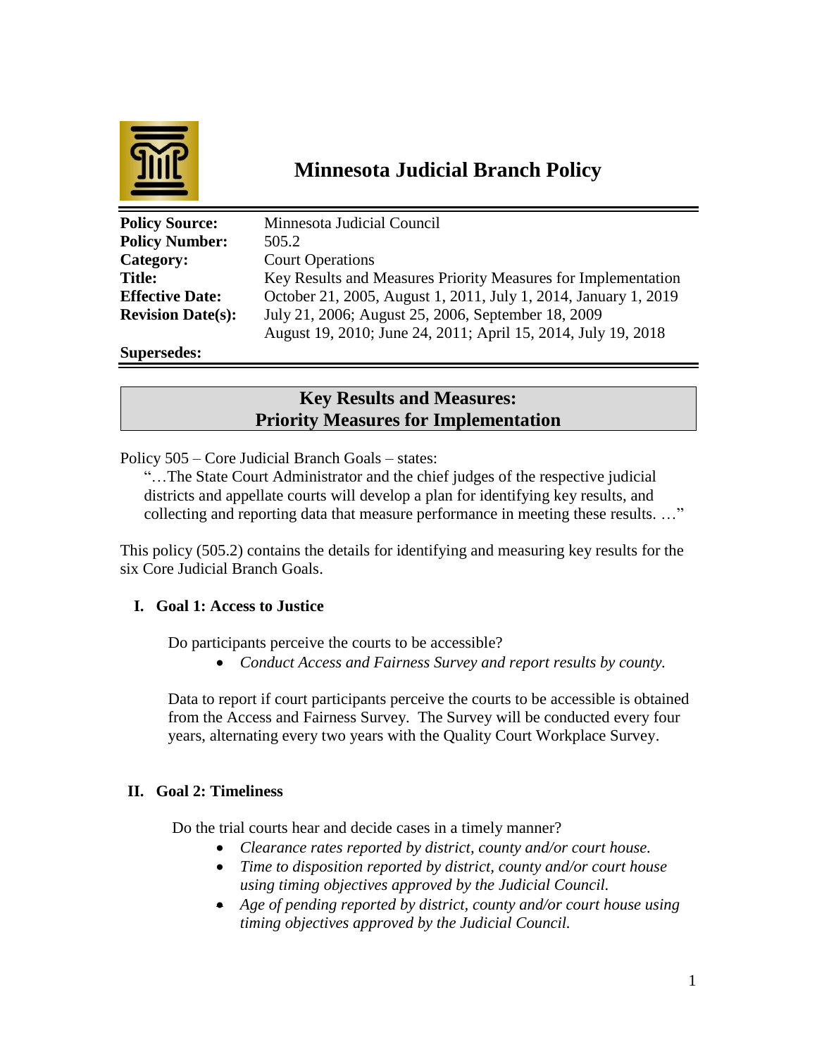# Minnesota Judicial Branch Policy

| | |
|---|---|
| **Policy Source:** | Minnesota Judicial Council |
| **Policy Number:** | 505.2 |
| **Category:** | Court Operations |
| **Title:** | Key Results and Measures Priority Measures for Implementation |
| **Effective Date:** | October 21, 2005, August 1, 2011, July 1, 2014, January 1, 2019 |
| **Revision Date(s):** | July 21, 2006; August 25, 2006, September 18, 2009<br>August 19, 2010; June 24, 2011; April 15, 2014, July 19, 2018 |
| **Supersedes:** | |

## Key Results and Measures: Priority Measures for Implementation

Policy 505 – Core Judicial Branch Goals – states:

> "…The State Court Administrator and the chief judges of the respective judicial districts and appellate courts will develop a plan for identifying key results, and collecting and reporting data that measure performance in meeting these results. …"

This policy (505.2) contains the details for identifying and measuring key results for the six Core Judicial Branch Goals.

### I. Goal 1: Access to Justice

Do participants perceive the courts to be accessible?

- *Conduct Access and Fairness Survey and report results by county.*

Data to report if court participants perceive the courts to be accessible is obtained from the Access and Fairness Survey. The Survey will be conducted every four years, alternating every two years with the Quality Court Workplace Survey.

### II. Goal 2: Timeliness

Do the trial courts hear and decide cases in a timely manner?

- *Clearance rates reported by district, county and/or court house.*
- *Time to disposition reported by district, county and/or court house using timing objectives approved by the Judicial Council.*
- *Age of pending reported by district, county and/or court house using timing objectives approved by the Judicial Council.*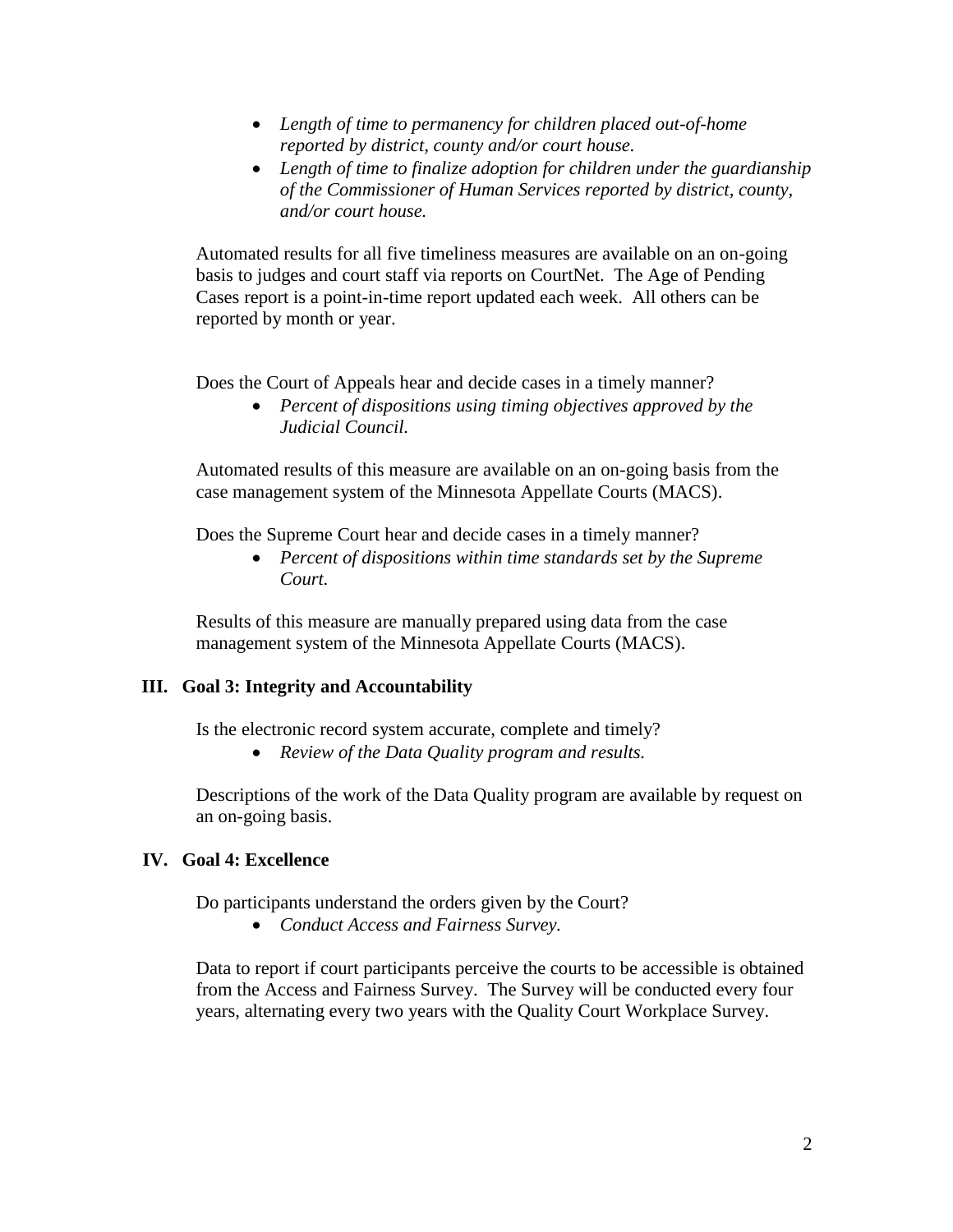- *Length of time to permanency for children placed out-of-home reported by district, county and/or court house.*
- *Length of time to finalize adoption for children under the guardianship of the Commissioner of Human Services reported by district, county, and/or court house.*

Automated results for all five timeliness measures are available on an on-going basis to judges and court staff via reports on CourtNet. The Age of Pending Cases report is a point-in-time report updated each week. All others can be reported by month or year.

Does the Court of Appeals hear and decide cases in a timely manner?

- *Percent of dispositions using timing objectives approved by the Judicial Council.*

Automated results of this measure are available on an on-going basis from the case management system of the Minnesota Appellate Courts (MACS).

Does the Supreme Court hear and decide cases in a timely manner?

- *Percent of dispositions within time standards set by the Supreme Court.*

Results of this measure are manually prepared using data from the case management system of the Minnesota Appellate Courts (MACS).

## III. Goal 3: Integrity and Accountability

Is the electronic record system accurate, complete and timely?

- *Review of the Data Quality program and results.*

Descriptions of the work of the Data Quality program are available by request on an on-going basis.

## IV. Goal 4: Excellence

Do participants understand the orders given by the Court?

- *Conduct Access and Fairness Survey.*

Data to report if court participants perceive the courts to be accessible is obtained from the Access and Fairness Survey. The Survey will be conducted every four years, alternating every two years with the Quality Court Workplace Survey.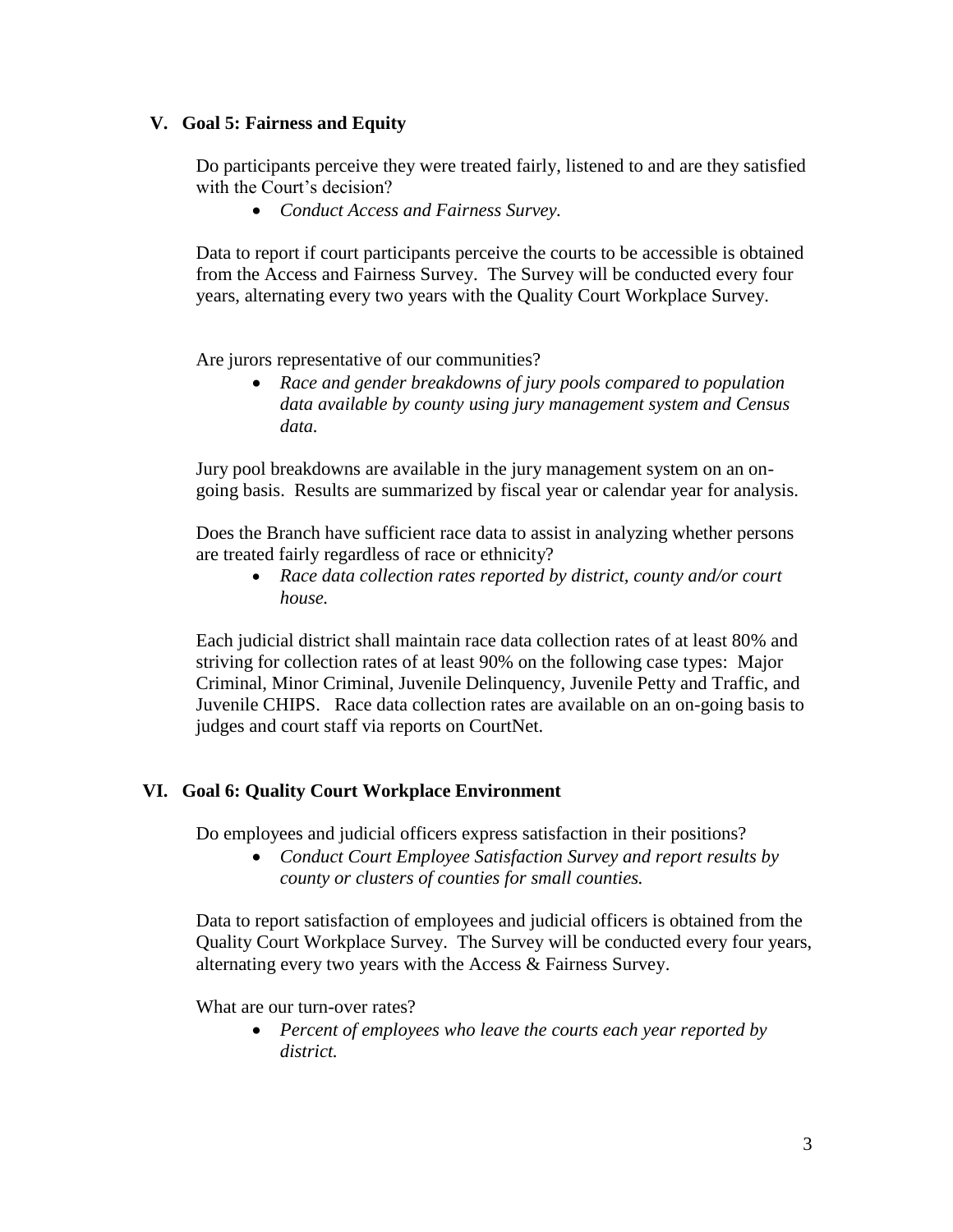## V. Goal 5: Fairness and Equity

Do participants perceive they were treated fairly, listened to and are they satisfied with the Court's decision?

- *Conduct Access and Fairness Survey.*

Data to report if court participants perceive the courts to be accessible is obtained from the Access and Fairness Survey. The Survey will be conducted every four years, alternating every two years with the Quality Court Workplace Survey.

Are jurors representative of our communities?

- *Race and gender breakdowns of jury pools compared to population data available by county using jury management system and Census data.*

Jury pool breakdowns are available in the jury management system on an on-going basis. Results are summarized by fiscal year or calendar year for analysis.

Does the Branch have sufficient race data to assist in analyzing whether persons are treated fairly regardless of race or ethnicity?

- *Race data collection rates reported by district, county and/or court house.*

Each judicial district shall maintain race data collection rates of at least 80% and striving for collection rates of at least 90% on the following case types: Major Criminal, Minor Criminal, Juvenile Delinquency, Juvenile Petty and Traffic, and Juvenile CHIPS. Race data collection rates are available on an on-going basis to judges and court staff via reports on CourtNet.

## VI. Goal 6: Quality Court Workplace Environment

Do employees and judicial officers express satisfaction in their positions?

- *Conduct Court Employee Satisfaction Survey and report results by county or clusters of counties for small counties.*

Data to report satisfaction of employees and judicial officers is obtained from the Quality Court Workplace Survey. The Survey will be conducted every four years, alternating every two years with the Access & Fairness Survey.

What are our turn-over rates?

- *Percent of employees who leave the courts each year reported by district.*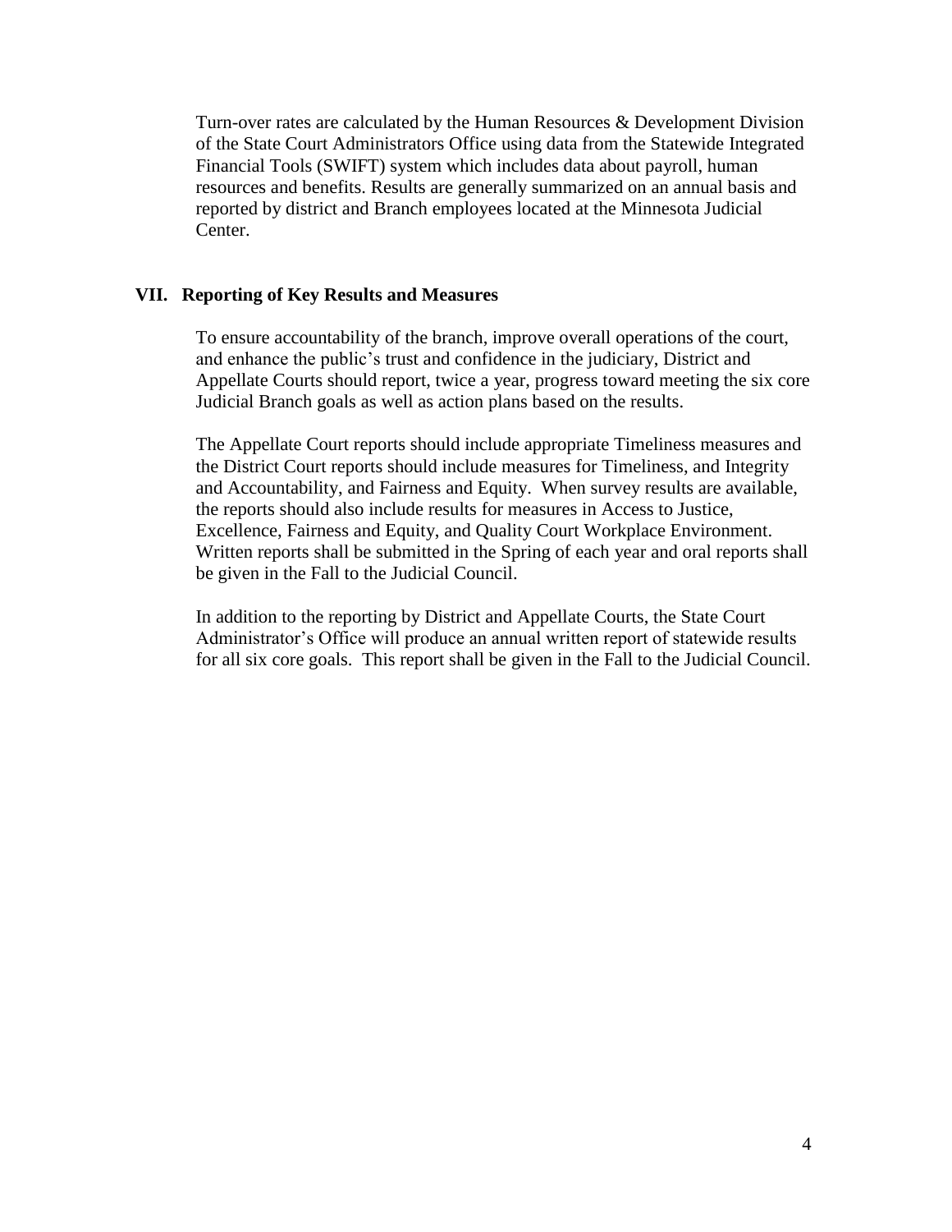Turn-over rates are calculated by the Human Resources & Development Division of the State Court Administrators Office using data from the Statewide Integrated Financial Tools (SWIFT) system which includes data about payroll, human resources and benefits. Results are generally summarized on an annual basis and reported by district and Branch employees located at the Minnesota Judicial Center.

## VII. Reporting of Key Results and Measures

To ensure accountability of the branch, improve overall operations of the court, and enhance the public's trust and confidence in the judiciary, District and Appellate Courts should report, twice a year, progress toward meeting the six core Judicial Branch goals as well as action plans based on the results.

The Appellate Court reports should include appropriate Timeliness measures and the District Court reports should include measures for Timeliness, and Integrity and Accountability, and Fairness and Equity. When survey results are available, the reports should also include results for measures in Access to Justice, Excellence, Fairness and Equity, and Quality Court Workplace Environment. Written reports shall be submitted in the Spring of each year and oral reports shall be given in the Fall to the Judicial Council.

In addition to the reporting by District and Appellate Courts, the State Court Administrator's Office will produce an annual written report of statewide results for all six core goals. This report shall be given in the Fall to the Judicial Council.